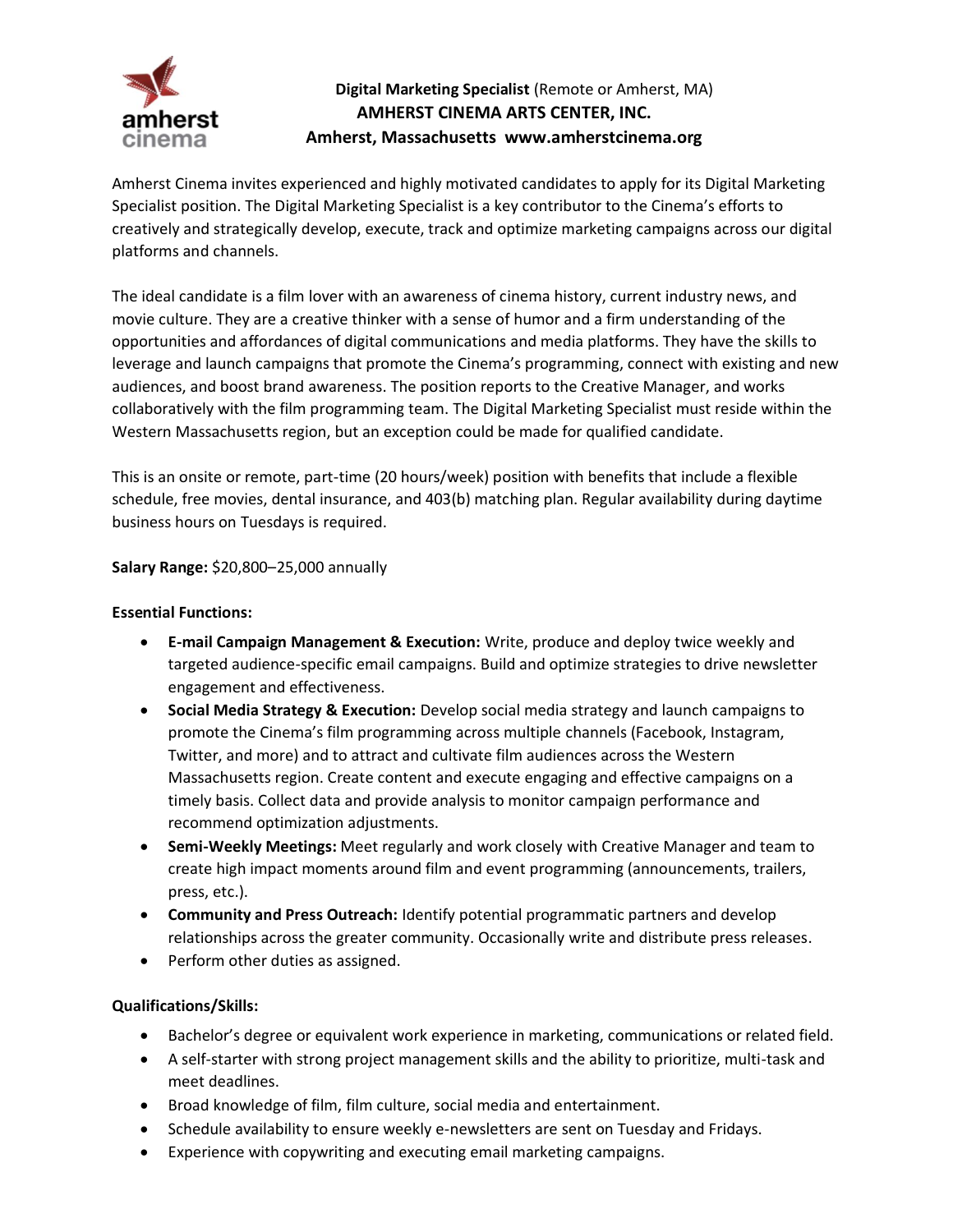**Digital Marketing Specialist** (Remote or Amherst, MA)
**AMHERST CINEMA ARTS CENTER, INC.**
**Amherst, Massachusetts www.amherstcinema.org**

Amherst Cinema invites experienced and highly motivated candidates to apply for its Digital Marketing Specialist position. The Digital Marketing Specialist is a key contributor to the Cinema's efforts to creatively and strategically develop, execute, track and optimize marketing campaigns across our digital platforms and channels.

The ideal candidate is a film lover with an awareness of cinema history, current industry news, and movie culture. They are a creative thinker with a sense of humor and a firm understanding of the opportunities and affordances of digital communications and media platforms. They have the skills to leverage and launch campaigns that promote the Cinema's programming, connect with existing and new audiences, and boost brand awareness. The position reports to the Creative Manager, and works collaboratively with the film programming team. The Digital Marketing Specialist must reside within the Western Massachusetts region, but an exception could be made for qualified candidate.

This is an onsite or remote, part-time (20 hours/week) position with benefits that include a flexible schedule, free movies, dental insurance, and 403(b) matching plan. Regular availability during daytime business hours on Tuesdays is required.

**Salary Range:** $20,800–25,000 annually

**Essential Functions:**

- **E-mail Campaign Management & Execution:** Write, produce and deploy twice weekly and targeted audience-specific email campaigns. Build and optimize strategies to drive newsletter engagement and effectiveness.
- **Social Media Strategy & Execution:** Develop social media strategy and launch campaigns to promote the Cinema's film programming across multiple channels (Facebook, Instagram, Twitter, and more) and to attract and cultivate film audiences across the Western Massachusetts region. Create content and execute engaging and effective campaigns on a timely basis. Collect data and provide analysis to monitor campaign performance and recommend optimization adjustments.
- **Semi-Weekly Meetings:** Meet regularly and work closely with Creative Manager and team to create high impact moments around film and event programming (announcements, trailers, press, etc.).
- **Community and Press Outreach:** Identify potential programmatic partners and develop relationships across the greater community. Occasionally write and distribute press releases.
- Perform other duties as assigned.

**Qualifications/Skills:**

- Bachelor's degree or equivalent work experience in marketing, communications or related field.
- A self-starter with strong project management skills and the ability to prioritize, multi-task and meet deadlines.
- Broad knowledge of film, film culture, social media and entertainment.
- Schedule availability to ensure weekly e-newsletters are sent on Tuesday and Fridays.
- Experience with copywriting and executing email marketing campaigns.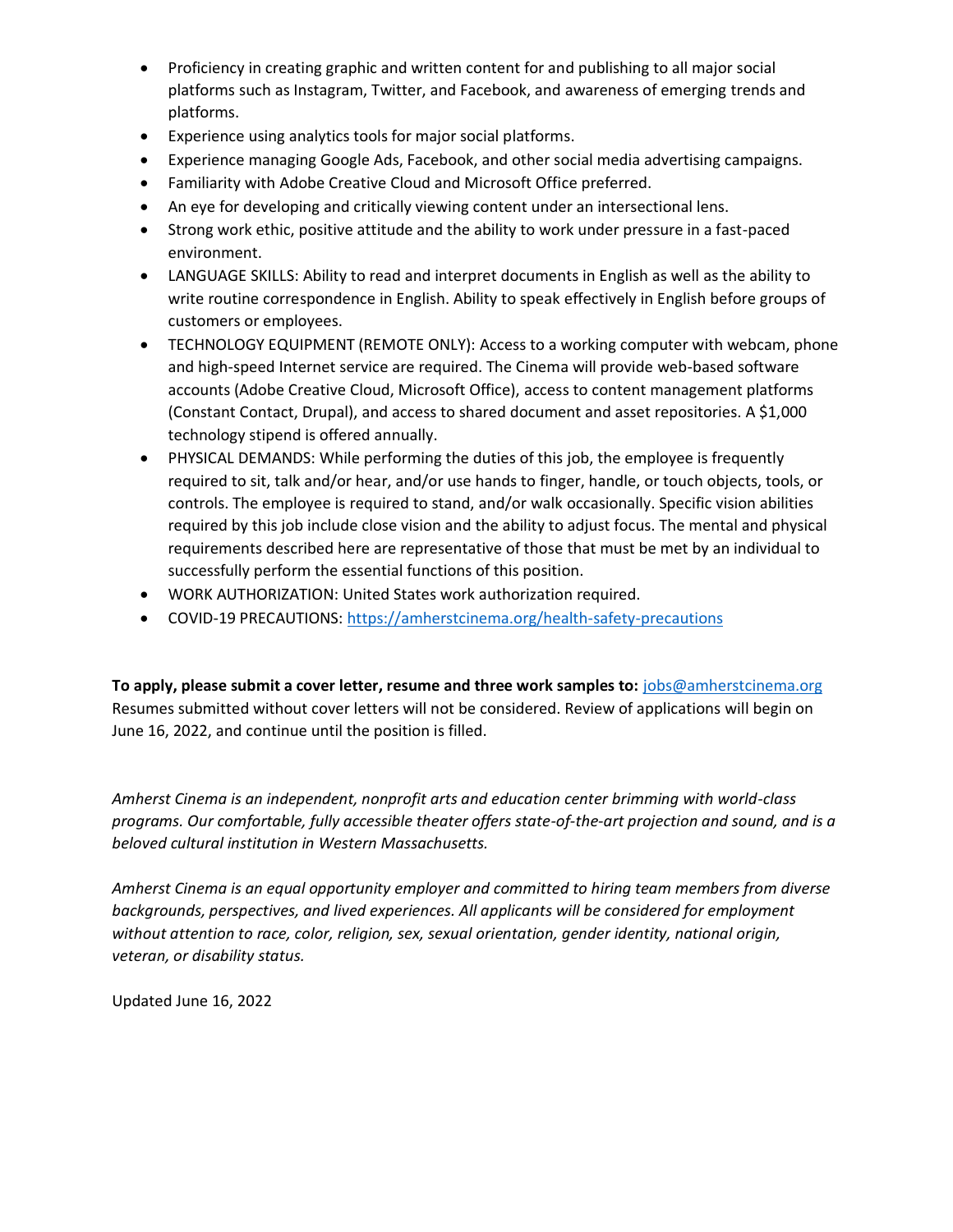- Proficiency in creating graphic and written content for and publishing to all major social platforms such as Instagram, Twitter, and Facebook, and awareness of emerging trends and platforms.
- Experience using analytics tools for major social platforms.
- Experience managing Google Ads, Facebook, and other social media advertising campaigns.
- Familiarity with Adobe Creative Cloud and Microsoft Office preferred.
- An eye for developing and critically viewing content under an intersectional lens.
- Strong work ethic, positive attitude and the ability to work under pressure in a fast-paced environment.
- LANGUAGE SKILLS: Ability to read and interpret documents in English as well as the ability to write routine correspondence in English. Ability to speak effectively in English before groups of customers or employees.
- TECHNOLOGY EQUIPMENT (REMOTE ONLY): Access to a working computer with webcam, phone and high-speed Internet service are required. The Cinema will provide web-based software accounts (Adobe Creative Cloud, Microsoft Office), access to content management platforms (Constant Contact, Drupal), and access to shared document and asset repositories. A $1,000 technology stipend is offered annually.
- PHYSICAL DEMANDS: While performing the duties of this job, the employee is frequently required to sit, talk and/or hear, and/or use hands to finger, handle, or touch objects, tools, or controls. The employee is required to stand, and/or walk occasionally. Specific vision abilities required by this job include close vision and the ability to adjust focus. The mental and physical requirements described here are representative of those that must be met by an individual to successfully perform the essential functions of this position.
- WORK AUTHORIZATION: United States work authorization required.
- COVID-19 PRECAUTIONS: https://amherstcinema.org/health-safety-precautions

**To apply, please submit a cover letter, resume and three work samples to:** jobs@amherstcinema.org
Resumes submitted without cover letters will not be considered. Review of applications will begin on June 16, 2022, and continue until the position is filled.

*Amherst Cinema is an independent, nonprofit arts and education center brimming with world-class programs. Our comfortable, fully accessible theater offers state-of-the-art projection and sound, and is a beloved cultural institution in Western Massachusetts.*

*Amherst Cinema is an equal opportunity employer and committed to hiring team members from diverse backgrounds, perspectives, and lived experiences. All applicants will be considered for employment without attention to race, color, religion, sex, sexual orientation, gender identity, national origin, veteran, or disability status.*

Updated June 16, 2022